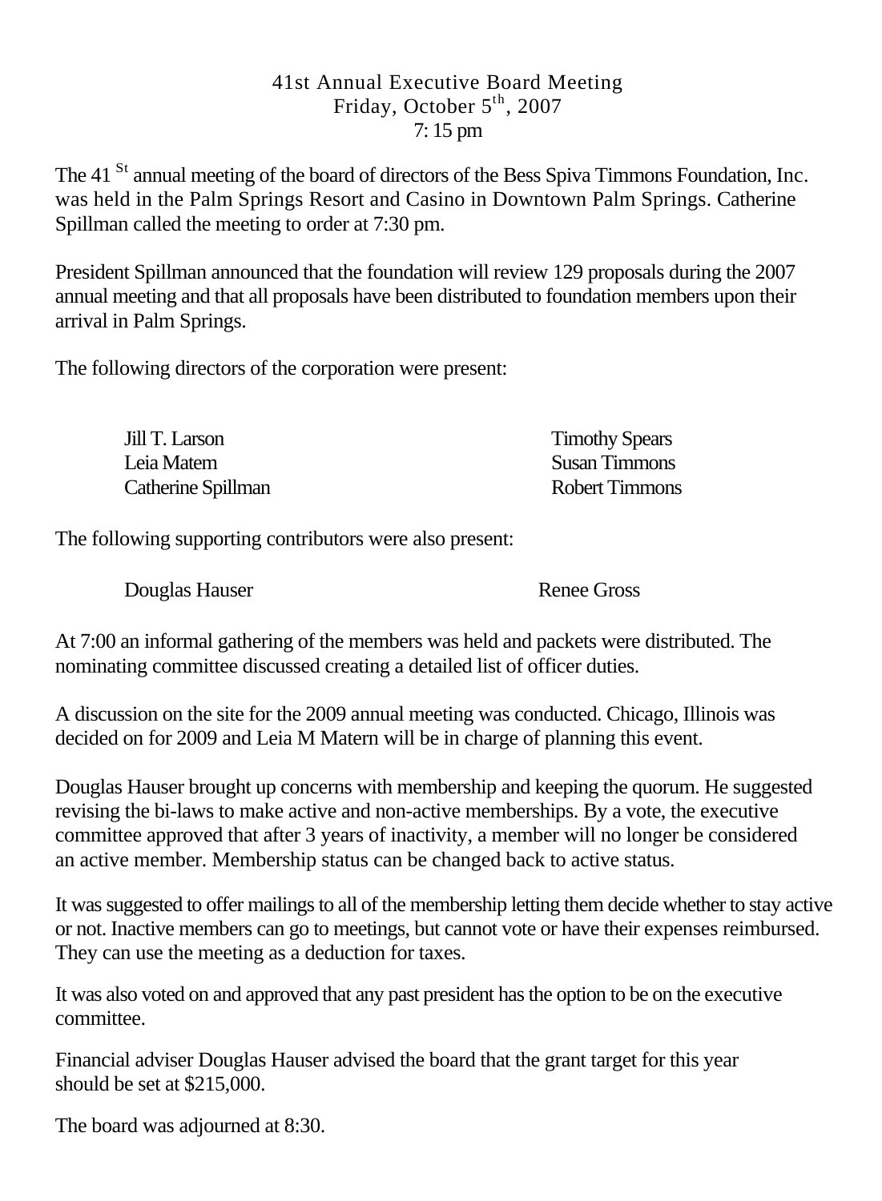# 41st Annual Executive Board Meeting
## Friday, October 5th, 2007
## 7: 15 pm

The 41 St annual meeting of the board of directors of the Bess Spiva Timmons Foundation, Inc. was held in the Palm Springs Resort and Casino in Downtown Palm Springs. Catherine Spillman called the meeting to order at 7:30 pm.

President Spillman announced that the foundation will review 129 proposals during the 2007 annual meeting and that all proposals have been distributed to foundation members upon their arrival in Palm Springs.

The following directors of the corporation were present:

| | |
|---|---|
| Jill T. Larson | Timothy Spears |
| Leia Matem | Susan Timmons |
| Catherine Spillman | Robert Timmons |

The following supporting contributors were also present:

| | |
|---|---|
| Douglas Hauser | Renee Gross |

At 7:00 an informal gathering of the members was held and packets were distributed. The nominating committee discussed creating a detailed list of officer duties.

A discussion on the site for the 2009 annual meeting was conducted. Chicago, Illinois was decided on for 2009 and Leia M Matern will be in charge of planning this event.

Douglas Hauser brought up concerns with membership and keeping the quorum. He suggested revising the bi-laws to make active and non-active memberships. By a vote, the executive committee approved that after 3 years of inactivity, a member will no longer be considered an active member. Membership status can be changed back to active status.

It was suggested to offer mailings to all of the membership letting them decide whether to stay active or not. Inactive members can go to meetings, but cannot vote or have their expenses reimbursed. They can use the meeting as a deduction for taxes.

It was also voted on and approved that any past president has the option to be on the executive committee.

Financial adviser Douglas Hauser advised the board that the grant target for this year should be set at $215,000.

The board was adjourned at 8:30.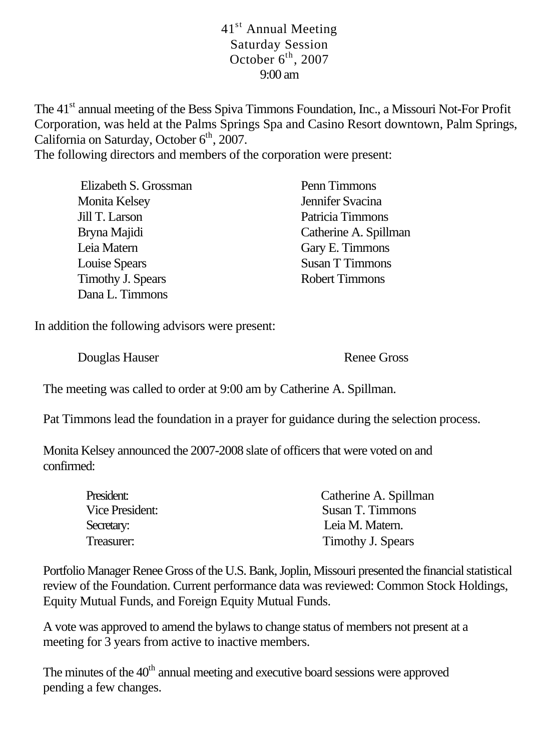41st Annual Meeting
Saturday Session
October 6th, 2007
9:00 am

The 41st annual meeting of the Bess Spiva Timmons Foundation, Inc., a Missouri Not-For Profit Corporation, was held at the Palms Springs Spa and Casino Resort downtown, Palm Springs, California on Saturday, October 6th, 2007.
The following directors and members of the corporation were present:

| | |
|---|---|
| Elizabeth S. Grossman | Penn Timmons |
| Monita Kelsey | Jennifer Svacina |
| Jill T. Larson | Patricia Timmons |
| Bryna Majidi | Catherine A. Spillman |
| Leia Matern | Gary E. Timmons |
| Louise Spears | Susan T Timmons |
| Timothy J. Spears | Robert Timmons |
| Dana L. Timmons | |

In addition the following advisors were present:

| | |
|---|---|
| Douglas Hauser | Renee Gross |

The meeting was called to order at 9:00 am by Catherine A. Spillman.

Pat Timmons lead the foundation in a prayer for guidance during the selection process.

Monita Kelsey announced the 2007-2008 slate of officers that were voted on and confirmed:

| | |
|---|---|
| President: | Catherine A. Spillman |
| Vice President: | Susan T. Timmons |
| Secretary: | Leia M. Matern. |
| Treasurer: | Timothy J. Spears |

Portfolio Manager Renee Gross of the U.S. Bank, Joplin, Missouri presented the financial statistical review of the Foundation. Current performance data was reviewed: Common Stock Holdings, Equity Mutual Funds, and Foreign Equity Mutual Funds.

A vote was approved to amend the bylaws to change status of members not present at a meeting for 3 years from active to inactive members.

The minutes of the 40th annual meeting and executive board sessions were approved pending a few changes.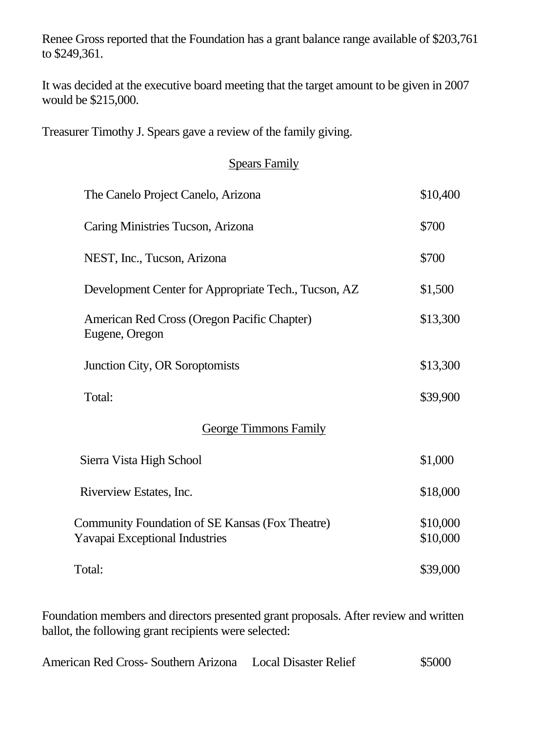Renee Gross reported that the Foundation has a grant balance range available of $203,761 to $249,361.

It was decided at the executive board meeting that the target amount to be given in 2007 would be $215,000.

Treasurer Timothy J. Spears gave a review of the family giving.

<u>Spears Family</u>

| | |
|---|---|
| The Canelo Project Canelo, Arizona | $10,400 |
| Caring Ministries Tucson, Arizona | $700 |
| NEST, Inc., Tucson, Arizona | $700 |
| Development Center for Appropriate Tech., Tucson, AZ | $1,500 |
| American Red Cross (Oregon Pacific Chapter) Eugene, Oregon | $13,300 |
| Junction City, OR Soroptomists | $13,300 |
| Total: | $39,900 |

<u>George Timmons Family</u>

| | |
|---|---|
| Sierra Vista High School | $1,000 |
| Riverview Estates, Inc. | $18,000 |
| Community Foundation of SE Kansas (Fox Theatre) | $10,000 |
| Yavapai Exceptional Industries | $10,000 |
| Total: | $39,000 |

Foundation members and directors presented grant proposals. After review and written ballot, the following grant recipients were selected:

| | | |
|---|---|---|
| American Red Cross- Southern Arizona | Local Disaster Relief | $5000 |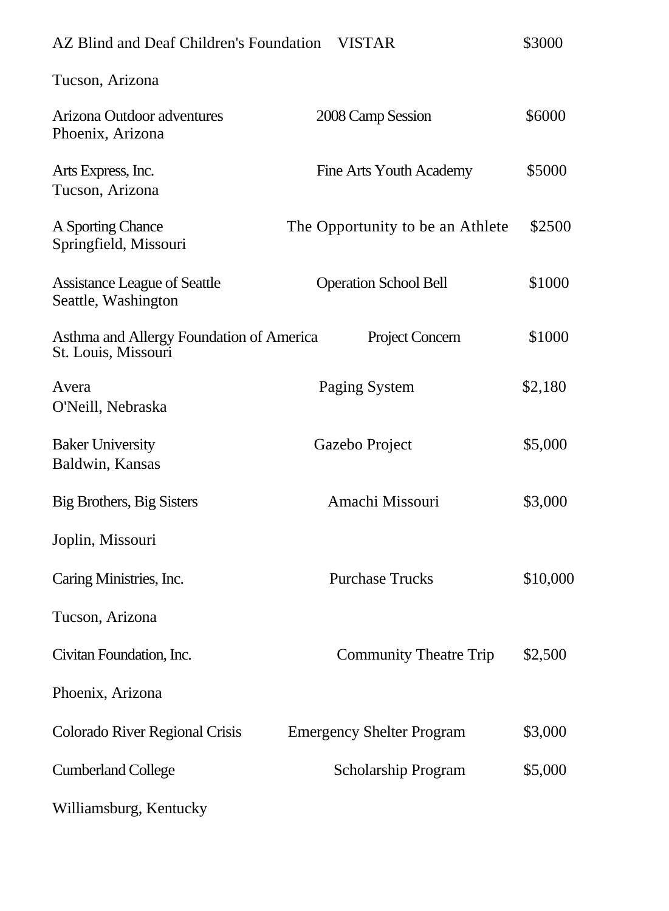| Organization | Project | Amount |
|---|---|---|
| AZ Blind and Deaf Children's Foundation<br>Tucson, Arizona | VISTAR | $3000 |
| Arizona Outdoor adventures<br>Phoenix, Arizona | 2008 Camp Session | $6000 |
| Arts Express, Inc.<br>Tucson, Arizona | Fine Arts Youth Academy | $5000 |
| A Sporting Chance<br>Springfield, Missouri | The Opportunity to be an Athlete | $2500 |
| Assistance League of Seattle<br>Seattle, Washington | Operation School Bell | $1000 |
| Asthma and Allergy Foundation of America<br>St. Louis, Missouri | Project Concern | $1000 |
| Avera<br>O'Neill, Nebraska | Paging System | $2,180 |
| Baker University<br>Baldwin, Kansas | Gazebo Project | $5,000 |
| Big Brothers, Big Sisters<br>Joplin, Missouri | Amachi Missouri | $3,000 |
| Caring Ministries, Inc.<br>Tucson, Arizona | Purchase Trucks | $10,000 |
| Civitan Foundation, Inc.<br>Phoenix, Arizona | Community Theatre Trip | $2,500 |
| Colorado River Regional Crisis | Emergency Shelter Program | $3,000 |
| Cumberland College<br>Williamsburg, Kentucky | Scholarship Program | $5,000 |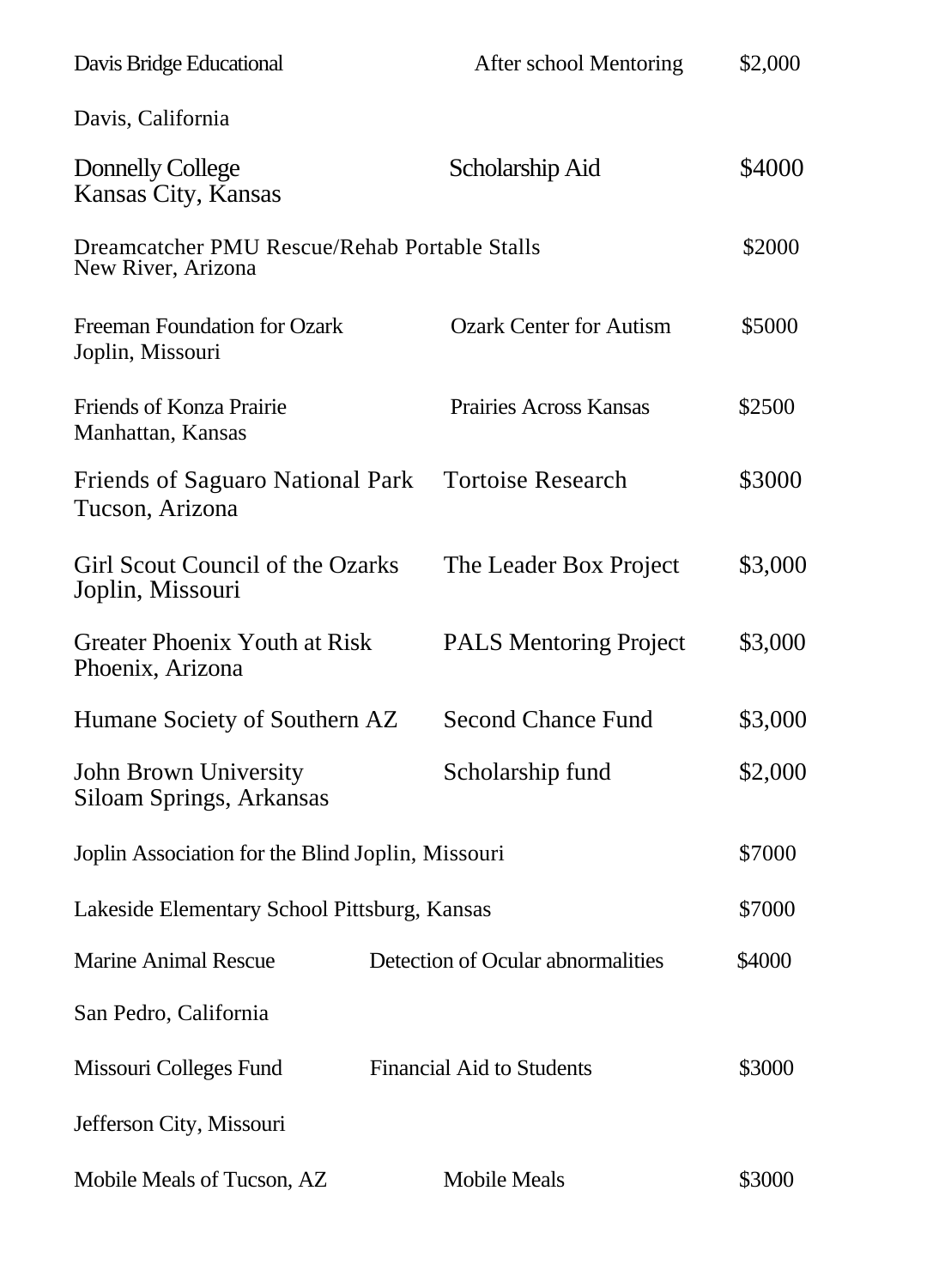| Organization | Project | Amount |
|---|---|---|
| Davis Bridge Educational<br>Davis, California | After school Mentoring | $2,000 |
| Donnelly College<br>Kansas City, Kansas | Scholarship Aid | $4000 |
| Dreamcatcher PMU Rescue/Rehab Portable Stalls<br>New River, Arizona | | $2000 |
| Freeman Foundation for Ozark<br>Joplin, Missouri | Ozark Center for Autism | $5000 |
| Friends of Konza Prairie<br>Manhattan, Kansas | Prairies Across Kansas | $2500 |
| Friends of Saguaro National Park<br>Tucson, Arizona | Tortoise Research | $3000 |
| Girl Scout Council of the Ozarks<br>Joplin, Missouri | The Leader Box Project | $3,000 |
| Greater Phoenix Youth at Risk<br>Phoenix, Arizona | PALS Mentoring Project | $3,000 |
| Humane Society of Southern AZ | Second Chance Fund | $3,000 |
| John Brown University<br>Siloam Springs, Arkansas | Scholarship fund | $2,000 |
| Joplin Association for the Blind Joplin, Missouri | | $7000 |
| Lakeside Elementary School Pittsburg, Kansas | | $7000 |
| Marine Animal Rescue<br>San Pedro, California | Detection of Ocular abnormalities | $4000 |
| Missouri Colleges Fund<br>Jefferson City, Missouri | Financial Aid to Students | $3000 |
| Mobile Meals of Tucson, AZ | Mobile Meals | $3000 |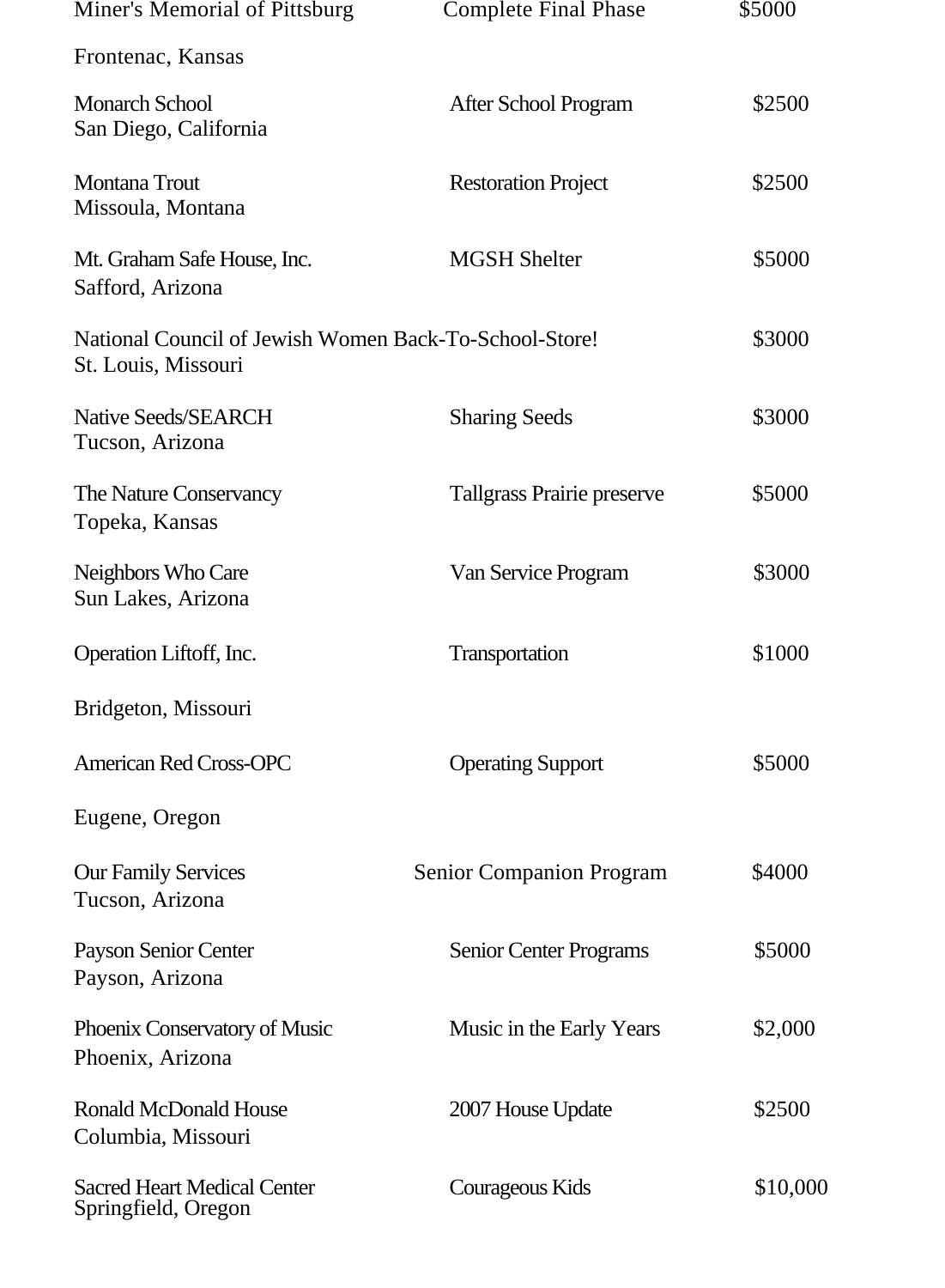| Organization | Project | Amount |
|---|---|---|
| Miner's Memorial of Pittsburg<br>Frontenac, Kansas | Complete Final Phase | $5000 |
| Monarch School<br>San Diego, California | After School Program | $2500 |
| Montana Trout<br>Missoula, Montana | Restoration Project | $2500 |
| Mt. Graham Safe House, Inc.<br>Safford, Arizona | MGSH Shelter | $5000 |
| National Council of Jewish Women<br>St. Louis, Missouri | Back-To-School-Store! | $3000 |
| Native Seeds/SEARCH<br>Tucson, Arizona | Sharing Seeds | $3000 |
| The Nature Conservancy<br>Topeka, Kansas | Tallgrass Prairie preserve | $5000 |
| Neighbors Who Care<br>Sun Lakes, Arizona | Van Service Program | $3000 |
| Operation Liftoff, Inc.<br>Bridgeton, Missouri | Transportation | $1000 |
| American Red Cross-OPC<br>Eugene, Oregon | Operating Support | $5000 |
| Our Family Services<br>Tucson, Arizona | Senior Companion Program | $4000 |
| Payson Senior Center<br>Payson, Arizona | Senior Center Programs | $5000 |
| Phoenix Conservatory of Music<br>Phoenix, Arizona | Music in the Early Years | $2,000 |
| Ronald McDonald House<br>Columbia, Missouri | 2007 House Update | $2500 |
| Sacred Heart Medical Center<br>Springfield, Oregon | Courageous Kids | $10,000 |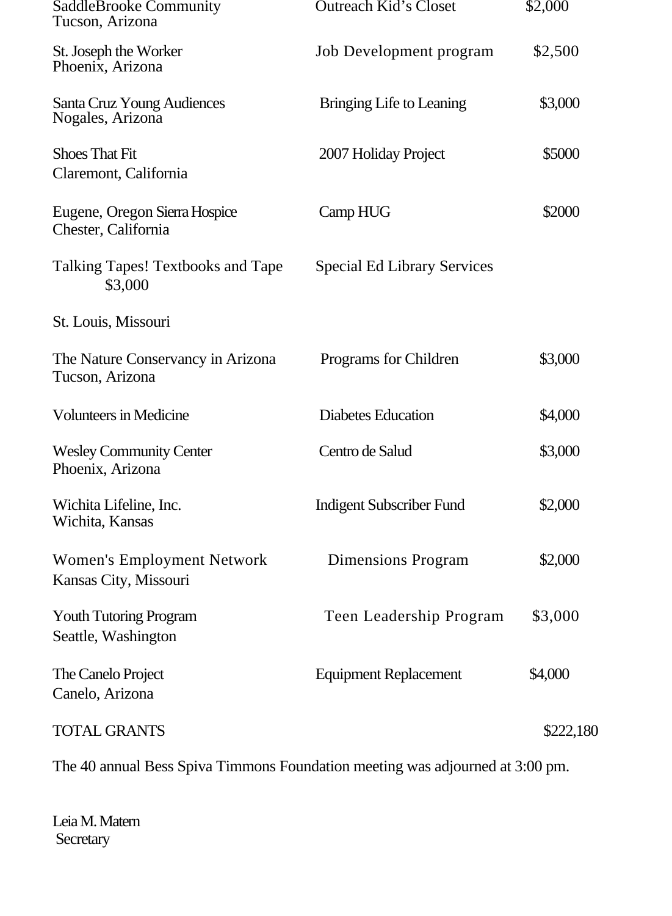| | | |
|---|---|---|
| SaddleBrooke Community<br>Tucson, Arizona | Outreach Kid's Closet | $2,000 |
| St. Joseph the Worker<br>Phoenix, Arizona | Job Development program | $2,500 |
| Santa Cruz Young Audiences<br>Nogales, Arizona | Bringing Life to Leaning | $3,000 |
| Shoes That Fit<br>Claremont, California | 2007 Holiday Project | $5000 |
| Eugene, Oregon Sierra Hospice<br>Chester, California | Camp HUG | $2000 |
| Talking Tapes! Textbooks and Tape<br>$3,000<br><br>St. Louis, Missouri | Special Ed Library Services | |
| The Nature Conservancy in Arizona<br>Tucson, Arizona | Programs for Children | $3,000 |
| Volunteers in Medicine | Diabetes Education | $4,000 |
| Wesley Community Center<br>Phoenix, Arizona | Centro de Salud | $3,000 |
| Wichita Lifeline, Inc.<br>Wichita, Kansas | Indigent Subscriber Fund | $2,000 |
| Women's Employment Network<br>Kansas City, Missouri | Dimensions Program | $2,000 |
| Youth Tutoring Program<br>Seattle, Washington | Teen Leadership Program | $3,000 |
| The Canelo Project<br>Canelo, Arizona | Equipment Replacement | $4,000 |
| TOTAL GRANTS | | $222,180 |

The 40 annual Bess Spiva Timmons Foundation meeting was adjourned at 3:00 pm.

Leia M. Matern
Secretary